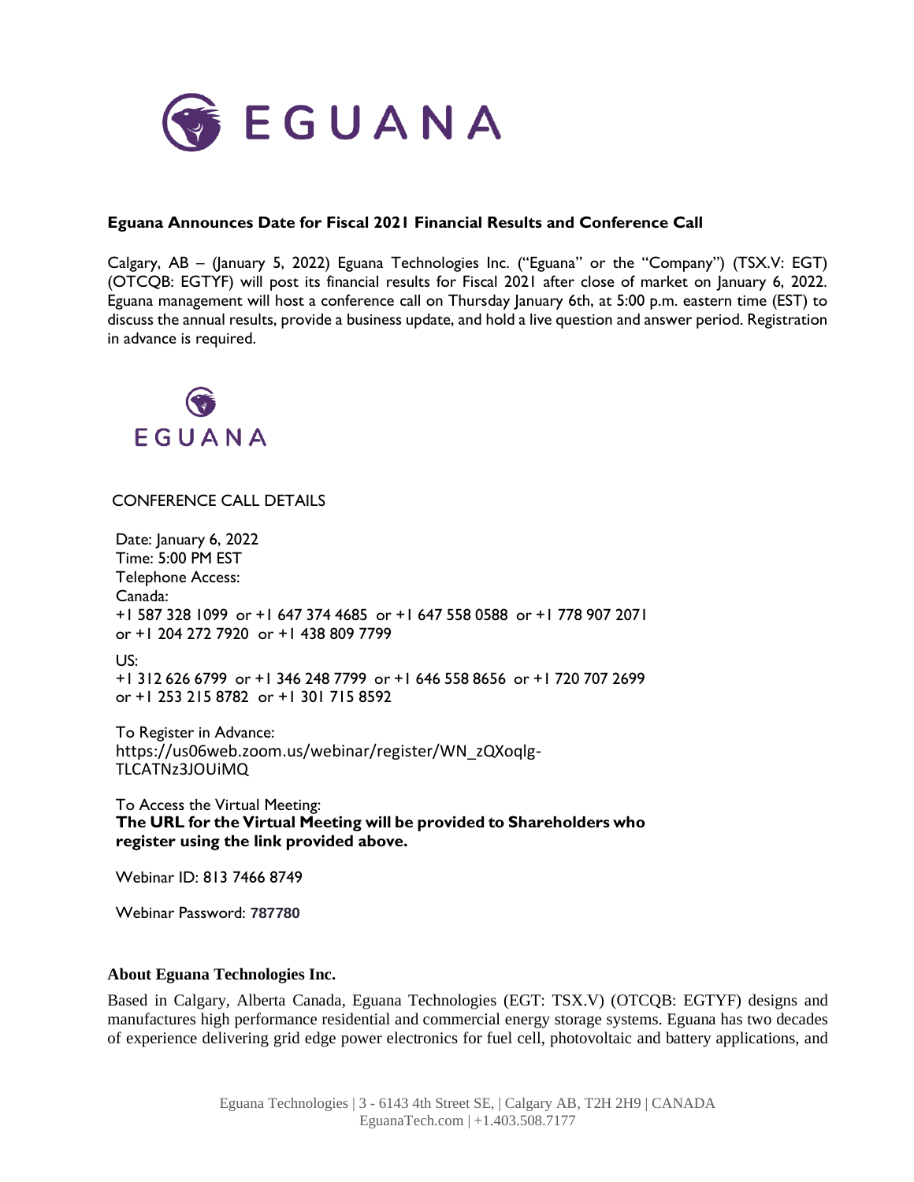EGUANA

**Eguana Announces Date for Fiscal 2021 Financial Results and Conference Call**

Calgary, AB – (January 5, 2022) Eguana Technologies Inc. ("Eguana" or the "Company") (TSX.V: EGT) (OTCQB: EGTYF) will post its financial results for Fiscal 2021 after close of market on January 6, 2022. Eguana management will host a conference call on Thursday January 6th, at 5:00 p.m. eastern time (EST) to discuss the annual results, provide a business update, and hold a live question and answer period. Registration in advance is required.

EGUANA

CONFERENCE CALL DETAILS

Date: January 6, 2022
Time: 5:00 PM EST
Telephone Access:
Canada:
+1 587 328 1099 or +1 647 374 4685 or +1 647 558 0588 or +1 778 907 2071 or +1 204 272 7920 or +1 438 809 7799

US:
+1 312 626 6799 or +1 346 248 7799 or +1 646 558 8656 or +1 720 707 2699 or +1 253 215 8782 or +1 301 715 8592

To Register in Advance:
https://us06web.zoom.us/webinar/register/WN_zQXoqlg-TLCATNz3JOUiMQ

To Access the Virtual Meeting:
**The URL for the Virtual Meeting will be provided to Shareholders who register using the link provided above.**

Webinar ID: 813 7466 8749

Webinar Password: **787780**

**About Eguana Technologies Inc.**

Based in Calgary, Alberta Canada, Eguana Technologies (EGT: TSX.V) (OTCQB: EGTYF) designs and manufactures high performance residential and commercial energy storage systems. Eguana has two decades of experience delivering grid edge power electronics for fuel cell, photovoltaic and battery applications, and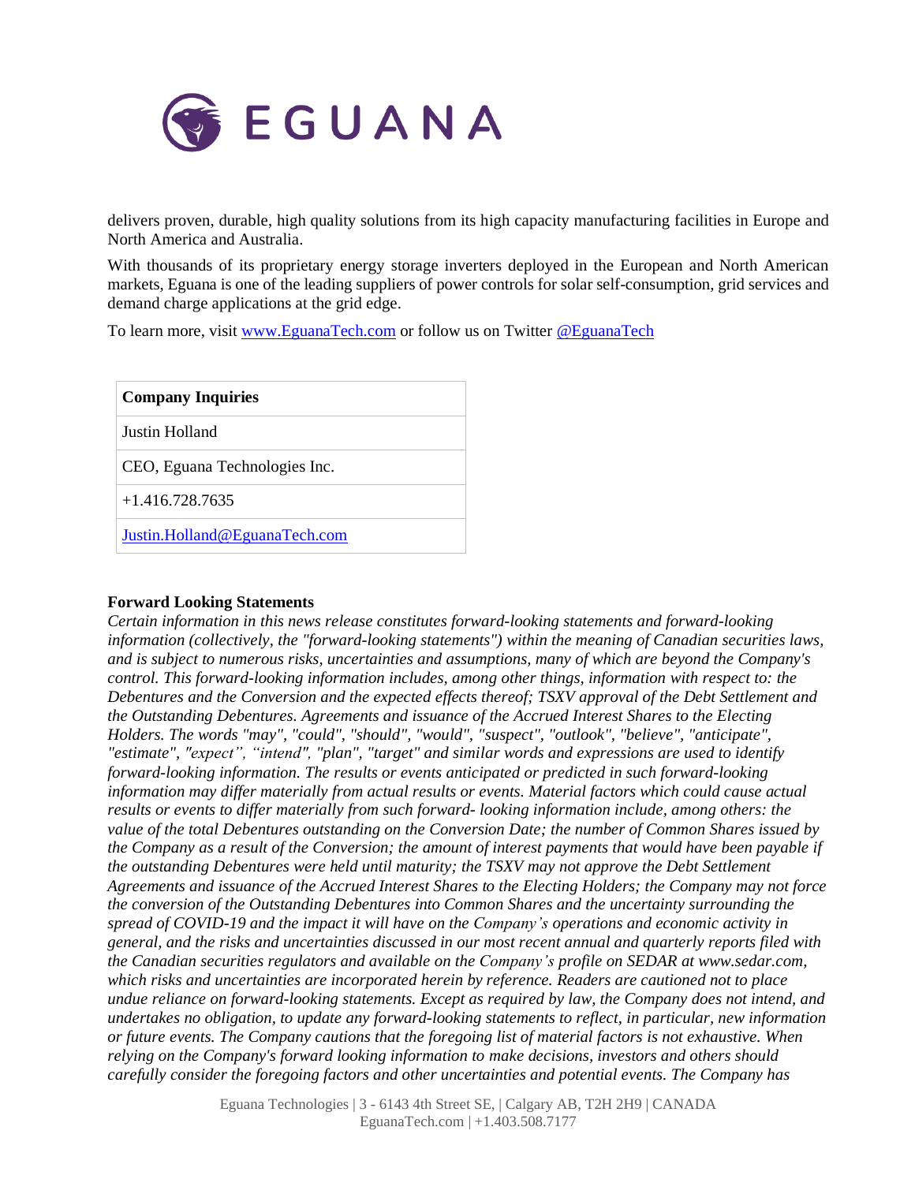delivers proven, durable, high quality solutions from its high capacity manufacturing facilities in Europe and North America and Australia.

With thousands of its proprietary energy storage inverters deployed in the European and North American markets, Eguana is one of the leading suppliers of power controls for solar self-consumption, grid services and demand charge applications at the grid edge.

To learn more, visit [www.EguanaTech.com](http://www.EguanaTech.com) or follow us on Twitter [@EguanaTech](https://twitter.com/EguanaTech)

| **Company Inquiries** |
| --- |
| Justin Holland |
| CEO, Eguana Technologies Inc. |
| +1.416.728.7635 |
| [Justin.Holland@EguanaTech.com](mailto:Justin.Holland@EguanaTech.com) |

**Forward Looking Statements**

*Certain information in this news release constitutes forward-looking statements and forward-looking information (collectively, the "forward-looking statements") within the meaning of Canadian securities laws, and is subject to numerous risks, uncertainties and assumptions, many of which are beyond the Company's control. This forward-looking information includes, among other things, information with respect to: the Debentures and the Conversion and the expected effects thereof; TSXV approval of the Debt Settlement and the Outstanding Debentures. Agreements and issuance of the Accrued Interest Shares to the Electing Holders. The words "may", "could", "should", "would", "suspect", "outlook", "believe", "anticipate", "estimate", "expect", "intend", "plan", "target" and similar words and expressions are used to identify forward-looking information. The results or events anticipated or predicted in such forward-looking information may differ materially from actual results or events. Material factors which could cause actual results or events to differ materially from such forward- looking information include, among others: the value of the total Debentures outstanding on the Conversion Date; the number of Common Shares issued by the Company as a result of the Conversion; the amount of interest payments that would have been payable if the outstanding Debentures were held until maturity; the TSXV may not approve the Debt Settlement Agreements and issuance of the Accrued Interest Shares to the Electing Holders; the Company may not force the conversion of the Outstanding Debentures into Common Shares and the uncertainty surrounding the spread of COVID-19 and the impact it will have on the Company's operations and economic activity in general, and the risks and uncertainties discussed in our most recent annual and quarterly reports filed with the Canadian securities regulators and available on the Company's profile on SEDAR at www.sedar.com, which risks and uncertainties are incorporated herein by reference. Readers are cautioned not to place undue reliance on forward-looking statements. Except as required by law, the Company does not intend, and undertakes no obligation, to update any forward-looking statements to reflect, in particular, new information or future events. The Company cautions that the foregoing list of material factors is not exhaustive. When relying on the Company's forward looking information to make decisions, investors and others should carefully consider the foregoing factors and other uncertainties and potential events. The Company has*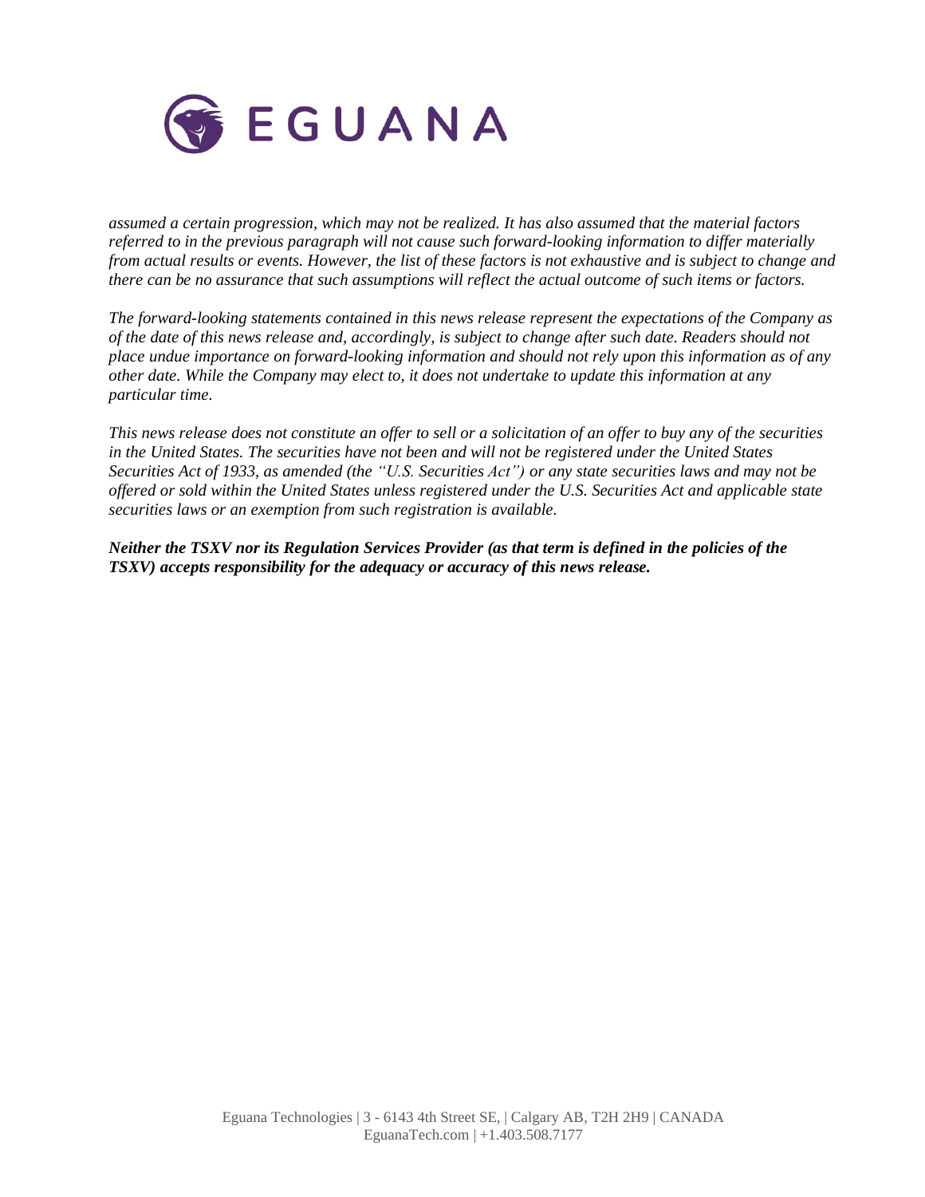*assumed a certain progression, which may not be realized. It has also assumed that the material factors referred to in the previous paragraph will not cause such forward-looking information to differ materially from actual results or events. However, the list of these factors is not exhaustive and is subject to change and there can be no assurance that such assumptions will reflect the actual outcome of such items or factors.*

*The forward-looking statements contained in this news release represent the expectations of the Company as of the date of this news release and, accordingly, is subject to change after such date. Readers should not place undue importance on forward-looking information and should not rely upon this information as of any other date. While the Company may elect to, it does not undertake to update this information at any particular time.*

*This news release does not constitute an offer to sell or a solicitation of an offer to buy any of the securities in the United States. The securities have not been and will not be registered under the United States Securities Act of 1933, as amended (the "U.S. Securities Act") or any state securities laws and may not be offered or sold within the United States unless registered under the U.S. Securities Act and applicable state securities laws or an exemption from such registration is available.*

***Neither the TSXV nor its Regulation Services Provider (as that term is defined in the policies of the TSXV) accepts responsibility for the adequacy or accuracy of this news release.***